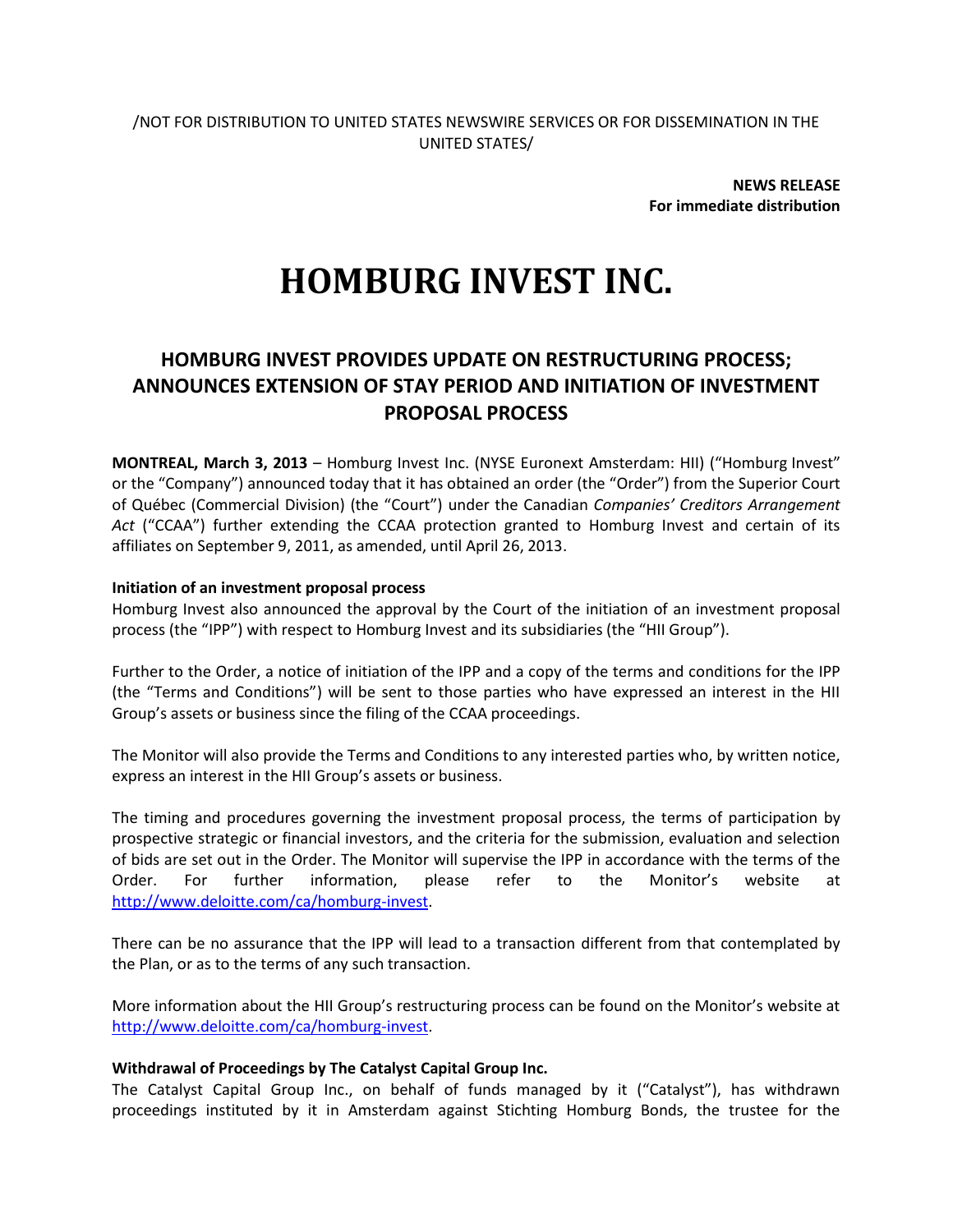/NOT FOR DISTRIBUTION TO UNITED STATES NEWSWIRE SERVICES OR FOR DISSEMINATION IN THE UNITED STATES/

**NEWS RELEASE**
**For immediate distribution**

# HOMBURG INVEST INC.

## HOMBURG INVEST PROVIDES UPDATE ON RESTRUCTURING PROCESS; ANNOUNCES EXTENSION OF STAY PERIOD AND INITIATION OF INVESTMENT PROPOSAL PROCESS

**MONTREAL, March 3, 2013** – Homburg Invest Inc. (NYSE Euronext Amsterdam: HII) ("Homburg Invest" or the "Company") announced today that it has obtained an order (the "Order") from the Superior Court of Québec (Commercial Division) (the "Court") under the Canadian *Companies' Creditors Arrangement Act* ("CCAA") further extending the CCAA protection granted to Homburg Invest and certain of its affiliates on September 9, 2011, as amended, until April 26, 2013.

**Initiation of an investment proposal process**

Homburg Invest also announced the approval by the Court of the initiation of an investment proposal process (the "IPP") with respect to Homburg Invest and its subsidiaries (the "HII Group").

Further to the Order, a notice of initiation of the IPP and a copy of the terms and conditions for the IPP (the "Terms and Conditions") will be sent to those parties who have expressed an interest in the HII Group's assets or business since the filing of the CCAA proceedings.

The Monitor will also provide the Terms and Conditions to any interested parties who, by written notice, express an interest in the HII Group's assets or business.

The timing and procedures governing the investment proposal process, the terms of participation by prospective strategic or financial investors, and the criteria for the submission, evaluation and selection of bids are set out in the Order. The Monitor will supervise the IPP in accordance with the terms of the Order. For further information, please refer to the Monitor's website at http://www.deloitte.com/ca/homburg-invest.

There can be no assurance that the IPP will lead to a transaction different from that contemplated by the Plan, or as to the terms of any such transaction.

More information about the HII Group's restructuring process can be found on the Monitor's website at http://www.deloitte.com/ca/homburg-invest.

**Withdrawal of Proceedings by The Catalyst Capital Group Inc.**

The Catalyst Capital Group Inc., on behalf of funds managed by it ("Catalyst"), has withdrawn proceedings instituted by it in Amsterdam against Stichting Homburg Bonds, the trustee for the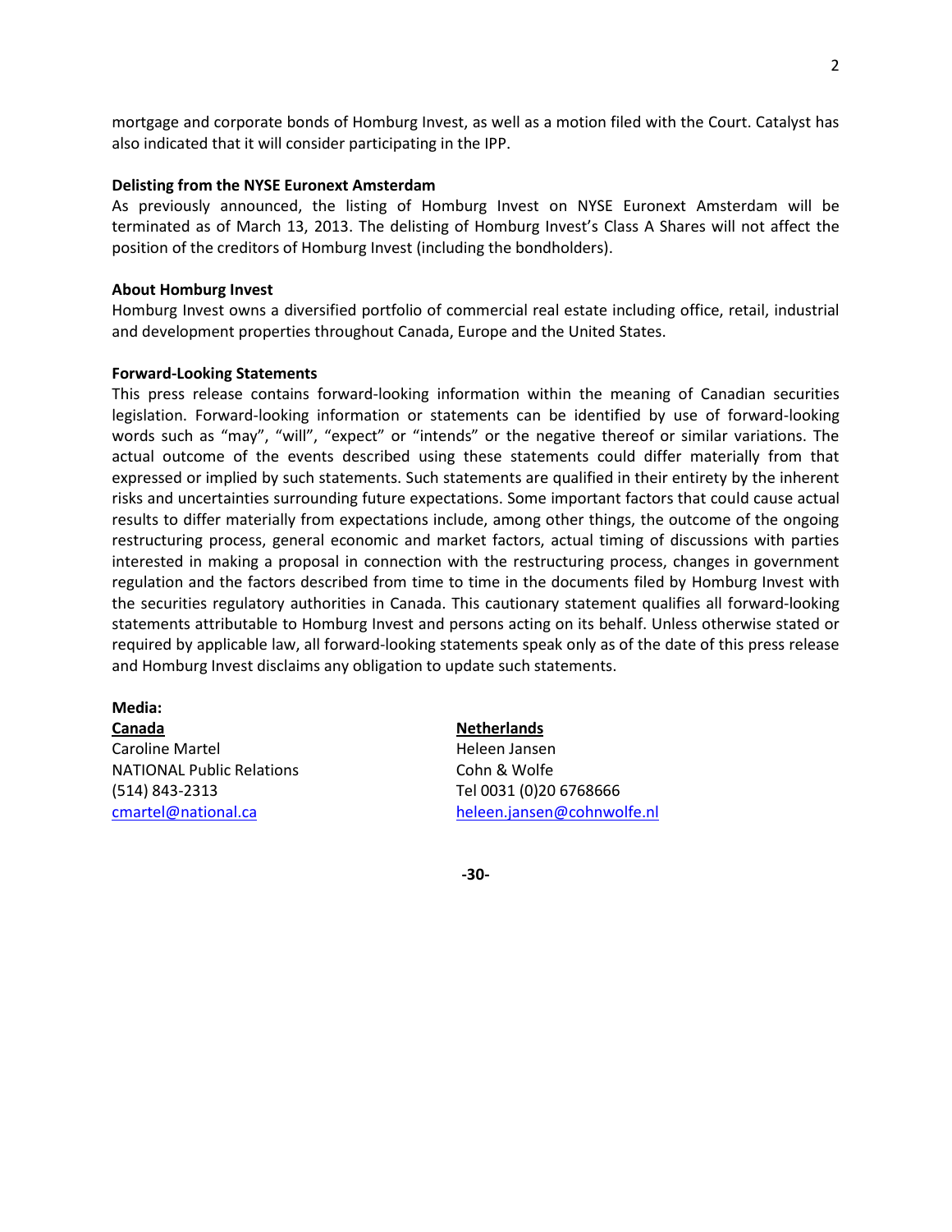mortgage and corporate bonds of Homburg Invest, as well as a motion filed with the Court. Catalyst has also indicated that it will consider participating in the IPP.

**Delisting from the NYSE Euronext Amsterdam**

As previously announced, the listing of Homburg Invest on NYSE Euronext Amsterdam will be terminated as of March 13, 2013. The delisting of Homburg Invest's Class A Shares will not affect the position of the creditors of Homburg Invest (including the bondholders).

**About Homburg Invest**

Homburg Invest owns a diversified portfolio of commercial real estate including office, retail, industrial and development properties throughout Canada, Europe and the United States.

**Forward-Looking Statements**

This press release contains forward-looking information within the meaning of Canadian securities legislation. Forward-looking information or statements can be identified by use of forward-looking words such as "may", "will", "expect" or "intends" or the negative thereof or similar variations. The actual outcome of the events described using these statements could differ materially from that expressed or implied by such statements. Such statements are qualified in their entirety by the inherent risks and uncertainties surrounding future expectations. Some important factors that could cause actual results to differ materially from expectations include, among other things, the outcome of the ongoing restructuring process, general economic and market factors, actual timing of discussions with parties interested in making a proposal in connection with the restructuring process, changes in government regulation and the factors described from time to time in the documents filed by Homburg Invest with the securities regulatory authorities in Canada. This cautionary statement qualifies all forward-looking statements attributable to Homburg Invest and persons acting on its behalf. Unless otherwise stated or required by applicable law, all forward-looking statements speak only as of the date of this press release and Homburg Invest disclaims any obligation to update such statements.

**Media:**

**Canada**
Caroline Martel
NATIONAL Public Relations
(514) 843-2313
cmartel@national.ca

**Netherlands**
Heleen Jansen
Cohn & Wolfe
Tel 0031 (0)20 6768666
heleen.jansen@cohnwolfe.nl

**-30-**